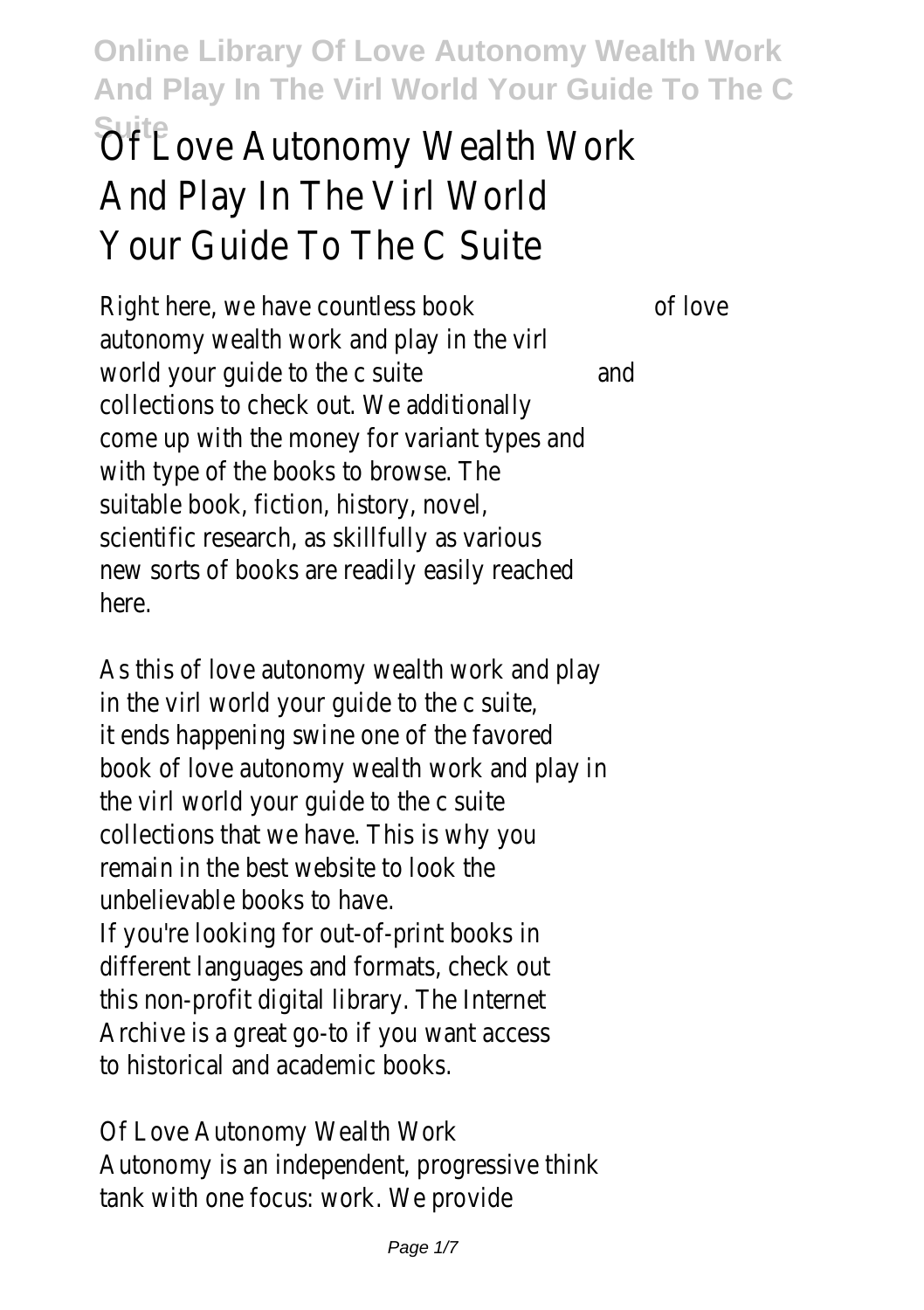# Of Love Autonomy Wealth Work And Play In The Virl World Your Guide To The C Suite

Right here, we have countless book of love autonomy wealth work and play in the virl world your guide to the c suite and collections to check out. We additionally come up with the money for variant types and with type of the books to browse. The suitable book, fiction, history, novel, scientific research, as skillfully as various new sorts of books are readily easily reached here.

As this of love autonomy wealth work and play in the virl world your guide to the c suite, it ends happening swine one of the favored book of love autonomy wealth work and play in the virl world your guide to the c suite collections that we have. This is why you remain in the best website to look the unbelievable books to have.

If you're looking for out-of-print books in different languages and formats, check out this non-profit digital library. The Internet Archive is a great go-to if you want access to historical and academic books.

Of Love Autonomy Wealth Work

Autonomy is an independent, progressive think tank with one focus: work. We provide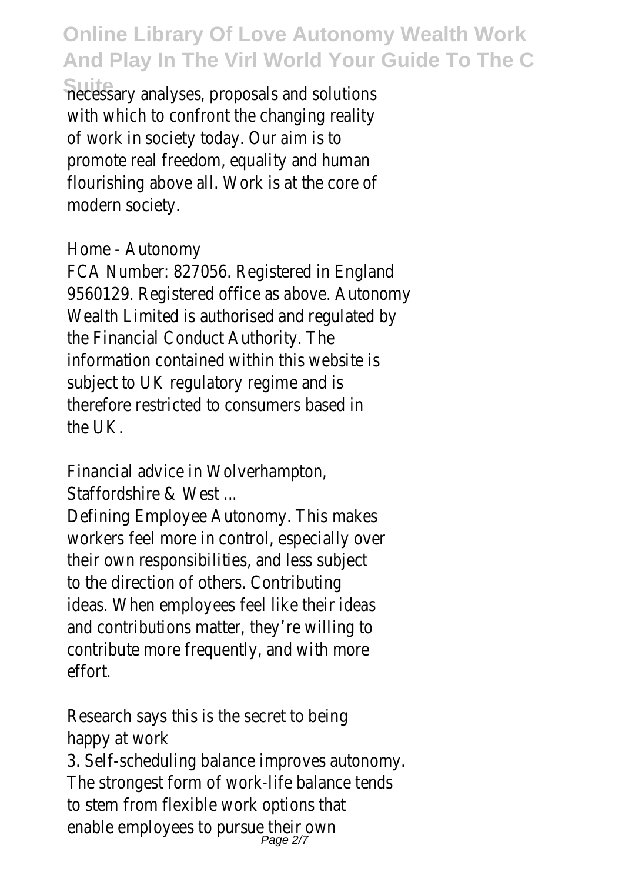necessary analyses, proposals and solutions with which to confront the changing reality of work in society today. Our aim is to promote real freedom, equality and human flourishing above all. Work is at the core of modern society.

Home - Autonomy

FCA Number: 827056. Registered in England 9560129. Registered office as above. Autonomy Wealth Limited is authorised and regulated by the Financial Conduct Authority. The information contained within this website is subject to UK regulatory regime and is therefore restricted to consumers based in the UK.

Financial advice in Wolverhampton, Staffordshire & West ...

Defining Employee Autonomy. This makes workers feel more in control, especially over their own responsibilities, and less subject to the direction of others. Contributing ideas. When employees feel like their ideas and contributions matter, they're willing to contribute more frequently, and with more effort.

Research says this is the secret to being happy at work

3. Self-scheduling balance improves autonomy. The strongest form of work-life balance tends to stem from flexible work options that enable employees to pursue their own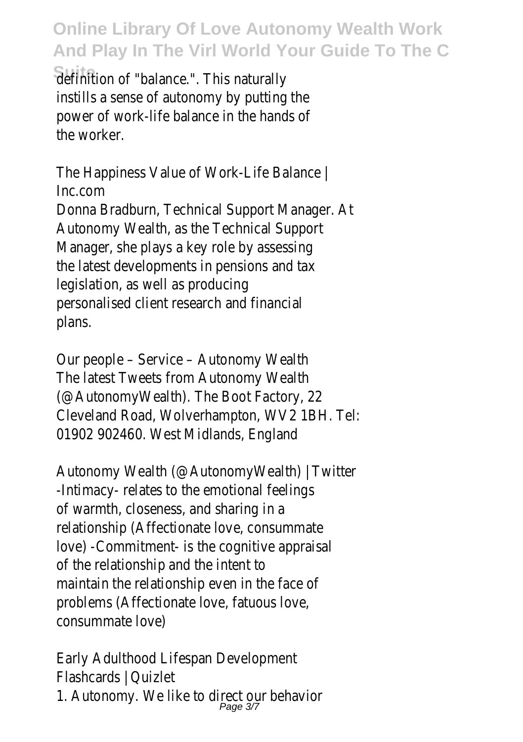definition of "balance.". This naturally instills a sense of autonomy by putting the power of work-life balance in the hands of the worker.

The Happiness Value of Work-Life Balance | Inc.com

Donna Bradburn, Technical Support Manager. At Autonomy Wealth, as the Technical Support Manager, she plays a key role by assessing the latest developments in pensions and tax legislation, as well as producing personalised client research and financial plans.

Our people – Service – Autonomy Wealth

The latest Tweets from Autonomy Wealth (@AutonomyWealth). The Boot Factory, 22 Cleveland Road, Wolverhampton, WV2 1BH. Tel: 01902 902460. West Midlands, England

Autonomy Wealth (@AutonomyWealth) | Twitter

-Intimacy- relates to the emotional feelings of warmth, closeness, and sharing in a relationship (Affectionate love, consummate love) -Commitment- is the cognitive appraisal of the relationship and the intent to maintain the relationship even in the face of problems (Affectionate love, fatuous love, consummate love)

Early Adulthood Lifespan Development Flashcards | Quizlet

1. Autonomy. We like to direct our behavior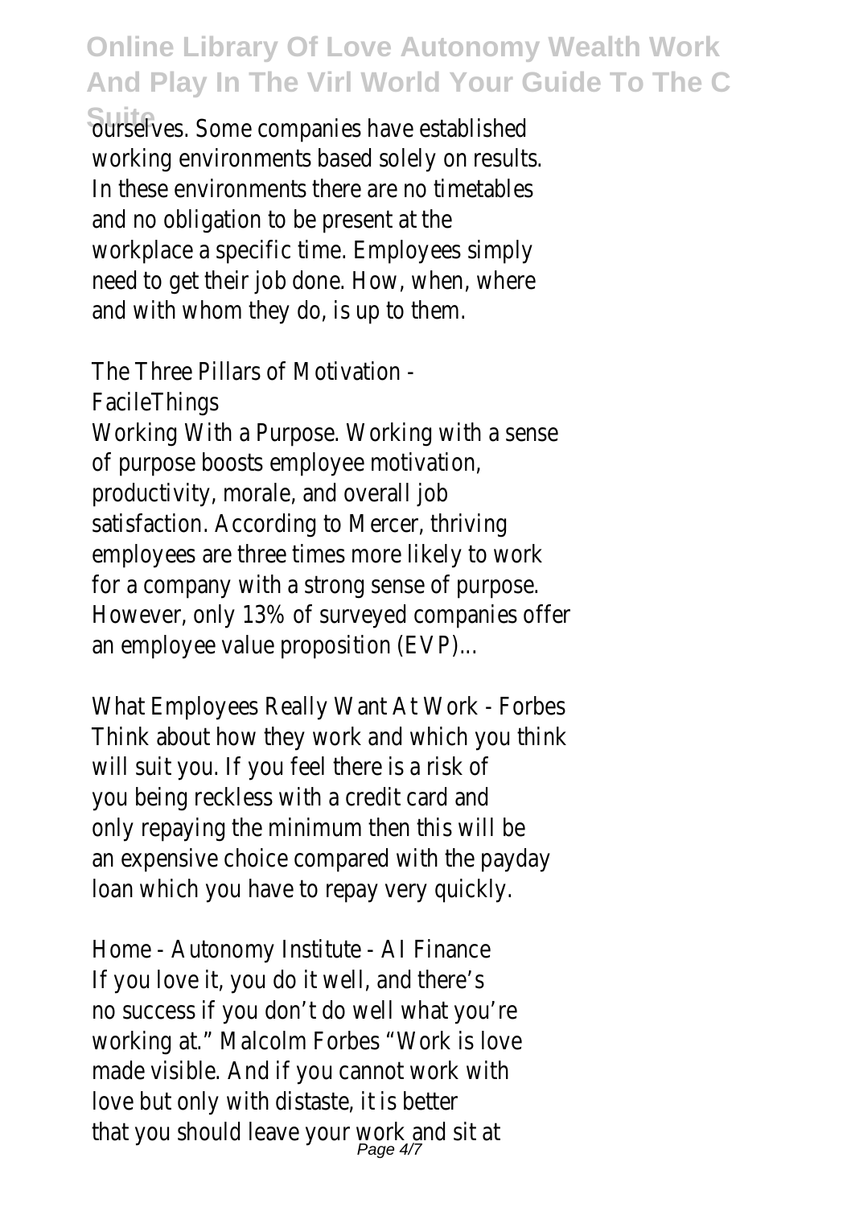ourselves. Some companies have established working environments based solely on results. In these environments there are no timetables and no obligation to be present at the workplace a specific time. Employees simply need to get their job done. How, when, where and with whom they do, is up to them.

The Three Pillars of Motivation - FacileThings

Working With a Purpose. Working with a sense of purpose boosts employee motivation, productivity, morale, and overall job satisfaction. According to Mercer, thriving employees are three times more likely to work for a company with a strong sense of purpose. However, only 13% of surveyed companies offer an employee value proposition (EVP)...

What Employees Really Want At Work - Forbes

Think about how they work and which you think will suit you. If you feel there is a risk of you being reckless with a credit card and only repaying the minimum then this will be an expensive choice compared with the payday loan which you have to repay very quickly.

Home - Autonomy Institute - AI Finance

If you love it, you do it well, and there's no success if you don't do well what you're working at." Malcolm Forbes "Work is love made visible. And if you cannot work with love but only with distaste, it is better that you should leave your work and sit at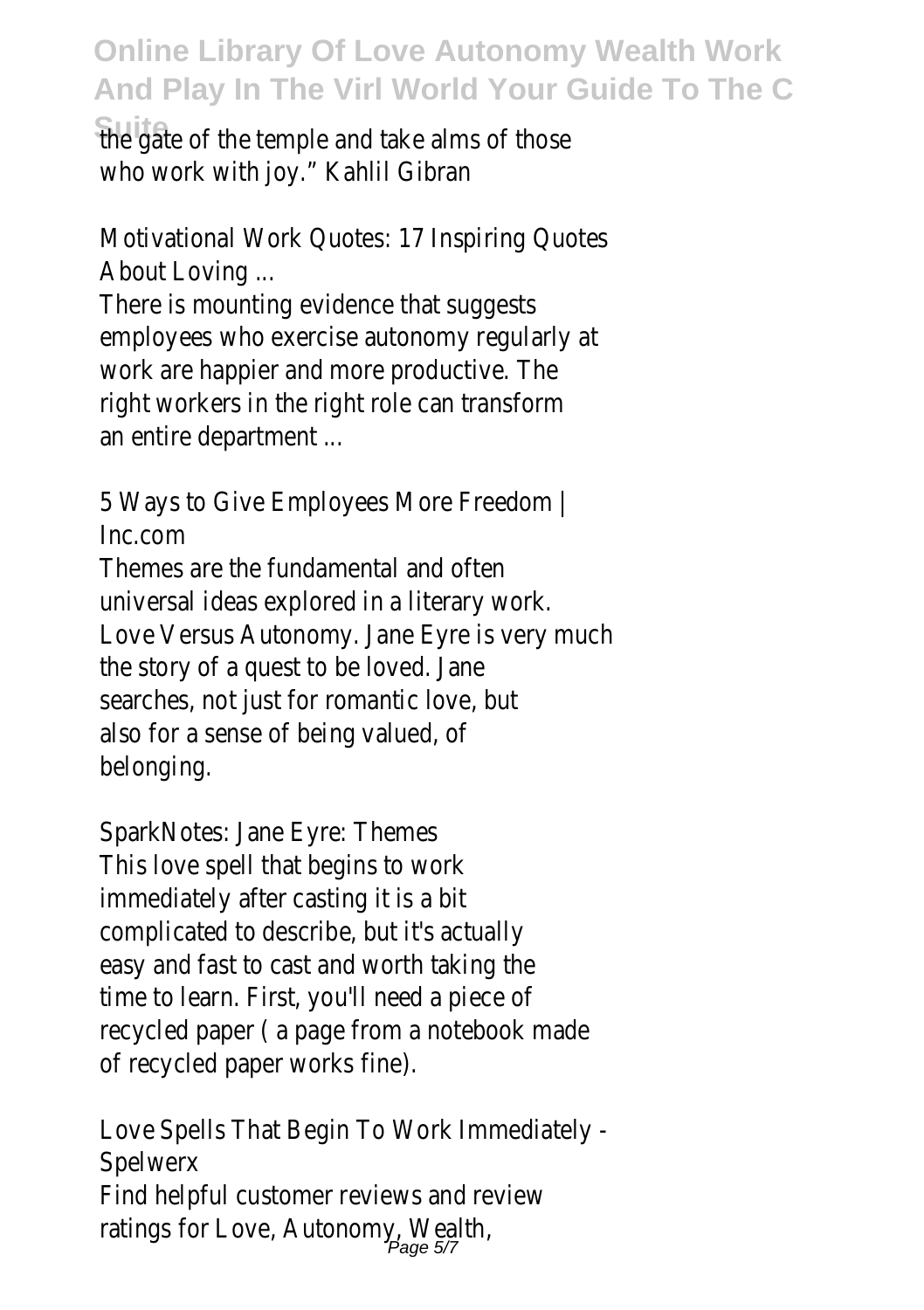the gate of the temple and take alms of those who work with joy." Kahlil Gibran

Motivational Work Quotes: 17 Inspiring Quotes About Loving ...

There is mounting evidence that suggests employees who exercise autonomy regularly at work are happier and more productive. The right workers in the right role can transform an entire department ...

5 Ways to Give Employees More Freedom | Inc.com

Themes are the fundamental and often universal ideas explored in a literary work. Love Versus Autonomy. Jane Eyre is very much the story of a quest to be loved. Jane searches, not just for romantic love, but also for a sense of being valued, of belonging.

SparkNotes: Jane Eyre: Themes

This love spell that begins to work immediately after casting it is a bit complicated to describe, but it's actually easy and fast to cast and worth taking the time to learn. First, you'll need a piece of recycled paper ( a page from a notebook made of recycled paper works fine).

Love Spells That Begin To Work Immediately - Spelwerx

Find helpful customer reviews and review ratings for Love, Autonomy, Wealth,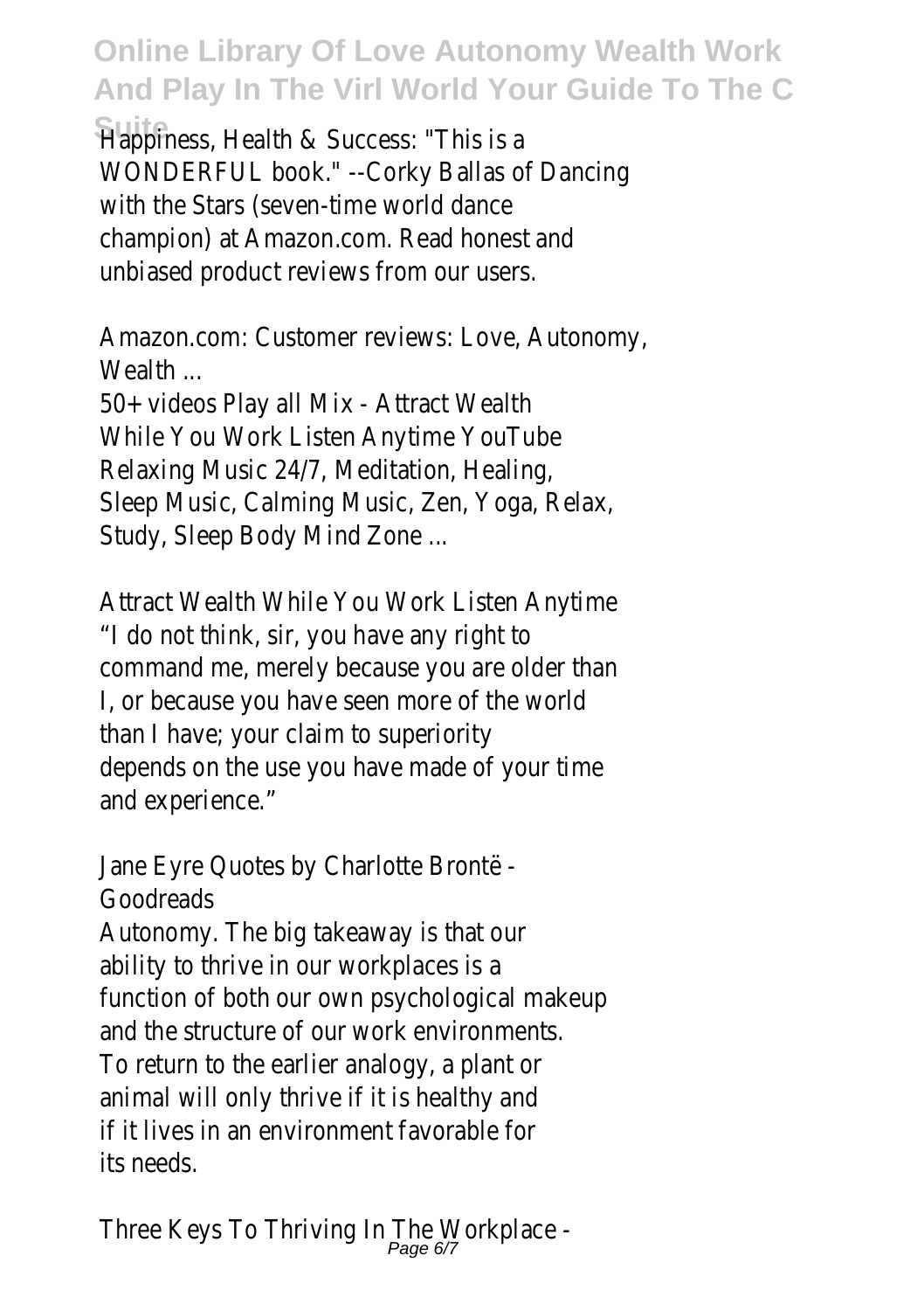Happiness, Health & Success: "This is a WONDERFUL book." --Corky Ballas of Dancing with the Stars (seven-time world dance champion) at Amazon.com. Read honest and unbiased product reviews from our users.

Amazon.com: Customer reviews: Love, Autonomy, Wealth ...

50+ videos Play all Mix - Attract Wealth While You Work Listen Anytime YouTube Relaxing Music 24/7, Meditation, Healing, Sleep Music, Calming Music, Zen, Yoga, Relax, Study, Sleep Body Mind Zone ...

Attract Wealth While You Work Listen Anytime

"I do not think, sir, you have any right to command me, merely because you are older than I, or because you have seen more of the world than I have; your claim to superiority depends on the use you have made of your time and experience."

Jane Eyre Quotes by Charlotte Brontë - Goodreads

Autonomy. The big takeaway is that our ability to thrive in our workplaces is a function of both our own psychological makeup and the structure of our work environments. To return to the earlier analogy, a plant or animal will only thrive if it is healthy and if it lives in an environment favorable for its needs.

Three Keys To Thriving In The Workplace -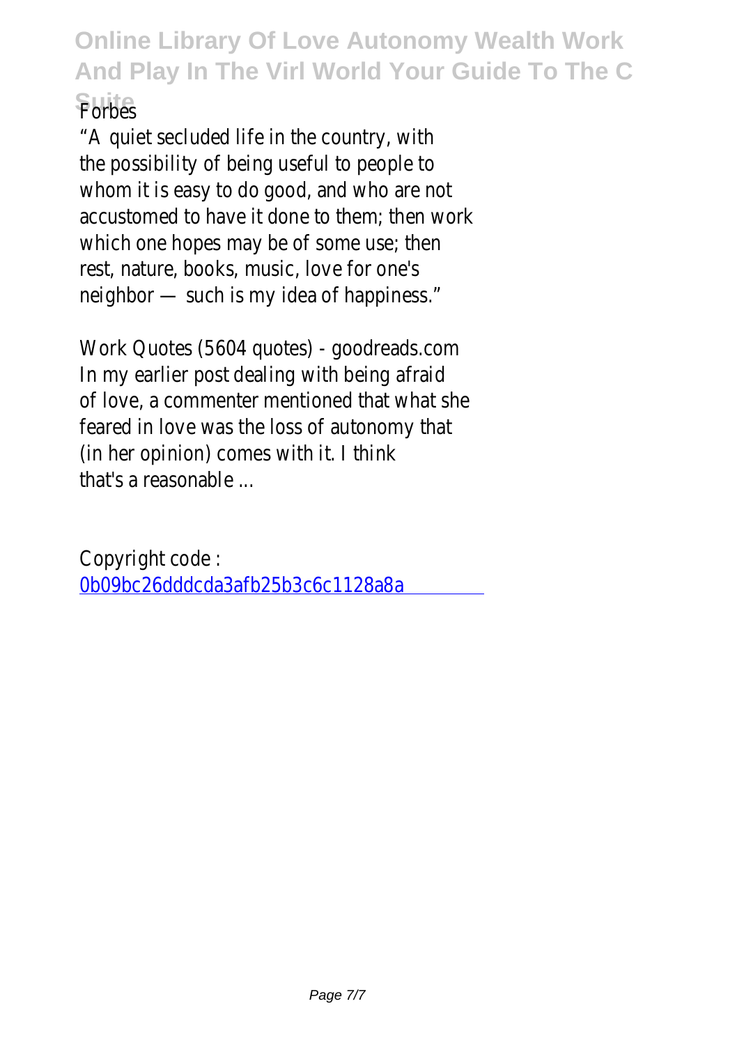Forbes

“A quiet secluded life in the country, with the possibility of being useful to people to whom it is easy to do good, and who are not accustomed to have it done to them; then work which one hopes may be of some use; then rest, nature, books, music, love for one's neighbor — such is my idea of happiness.”

Work Quotes (5604 quotes) - goodreads.com
In my earlier post dealing with being afraid of love, a commenter mentioned that what she feared in love was the loss of autonomy that (in her opinion) comes with it. I think that's a reasonable ...

Copyright code : 0b09bc26dddcda3afb25b3c6c1128a8a